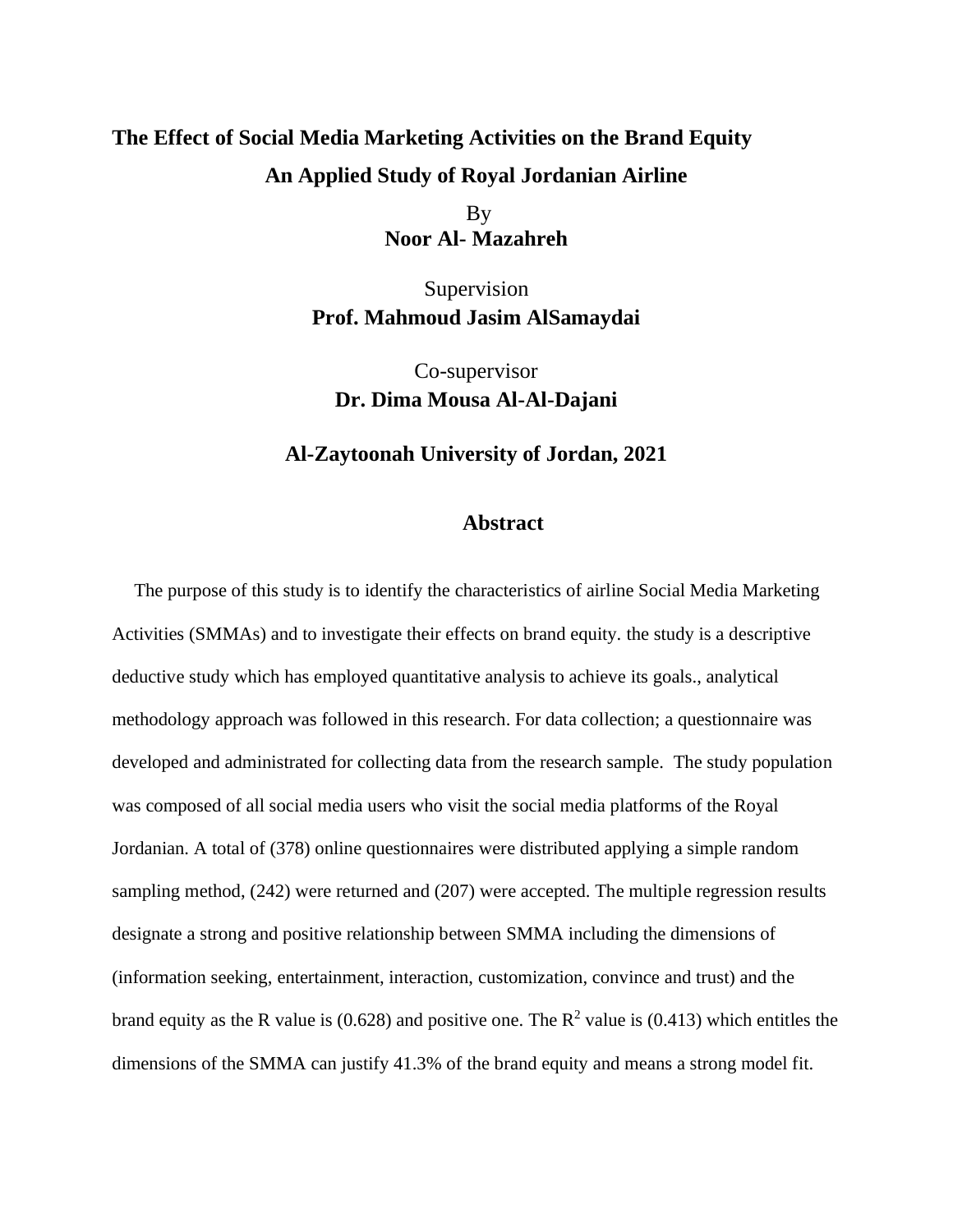# The Effect of Social Media Marketing Activities on the Brand Equity

## An Applied Study of Royal Jordanian Airline

By

**Noor Al- Mazahreh**

Supervision

**Prof. Mahmoud Jasim AlSamaydai**

Co-supervisor

**Dr. Dima Mousa Al-Al-Dajani**

**Al-Zaytoonah University of Jordan, 2021**

## Abstract

The purpose of this study is to identify the characteristics of airline Social Media Marketing Activities (SMMAs) and to investigate their effects on brand equity. the study is a descriptive deductive study which has employed quantitative analysis to achieve its goals., analytical methodology approach was followed in this research. For data collection; a questionnaire was developed and administrated for collecting data from the research sample. The study population was composed of all social media users who visit the social media platforms of the Royal Jordanian. A total of (378) online questionnaires were distributed applying a simple random sampling method, (242) were returned and (207) were accepted. The multiple regression results designate a strong and positive relationship between SMMA including the dimensions of (information seeking, entertainment, interaction, customization, convince and trust) and the brand equity as the R value is (0.628) and positive one. The $R^2$ value is (0.413) which entitles the dimensions of the SMMA can justify 41.3% of the brand equity and means a strong model fit.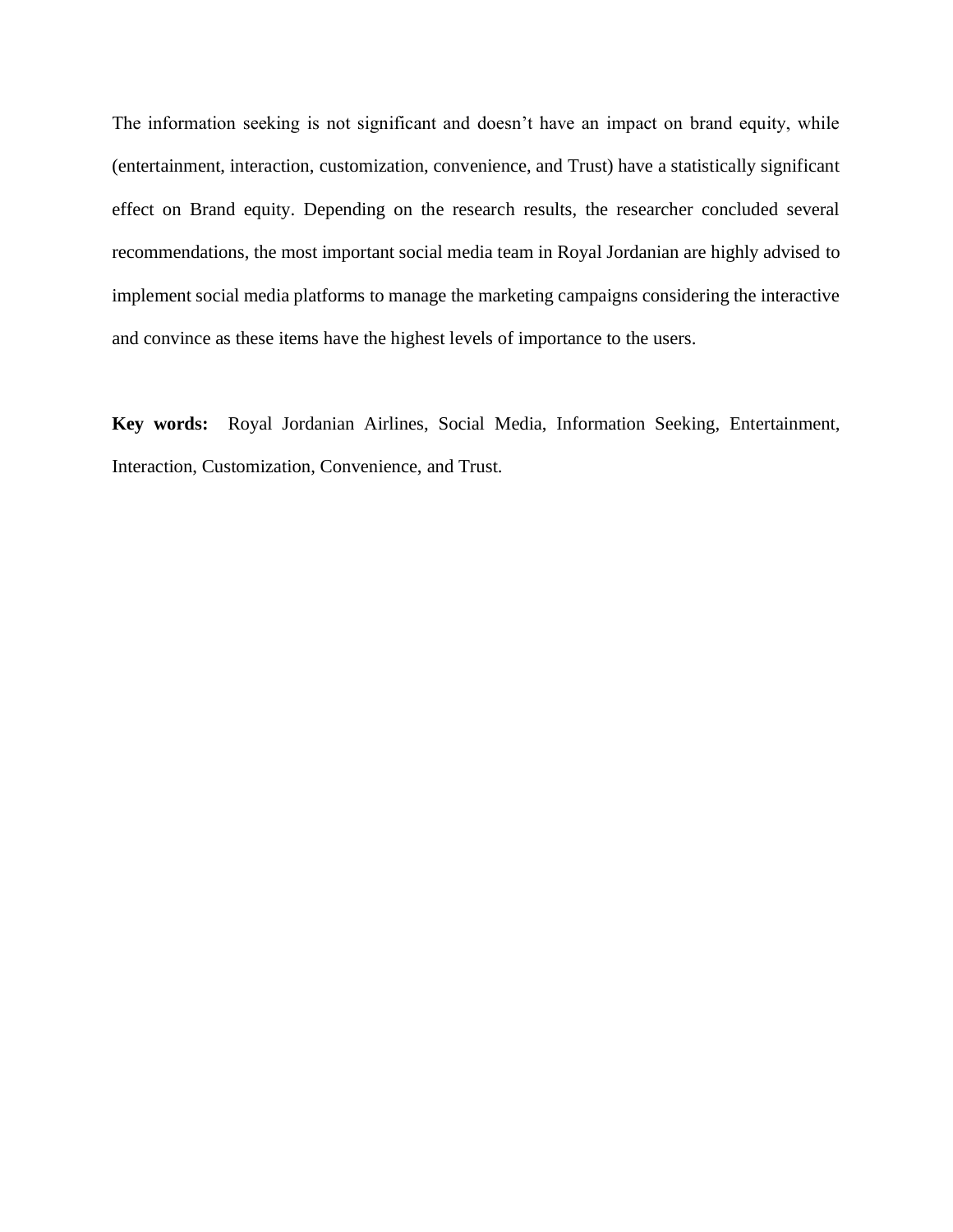The information seeking is not significant and doesn't have an impact on brand equity, while (entertainment, interaction, customization, convenience, and Trust) have a statistically significant effect on Brand equity. Depending on the research results, the researcher concluded several recommendations, the most important social media team in Royal Jordanian are highly advised to implement social media platforms to manage the marketing campaigns considering the interactive and convince as these items have the highest levels of importance to the users.

**Key words:** Royal Jordanian Airlines, Social Media, Information Seeking, Entertainment, Interaction, Customization, Convenience, and Trust.